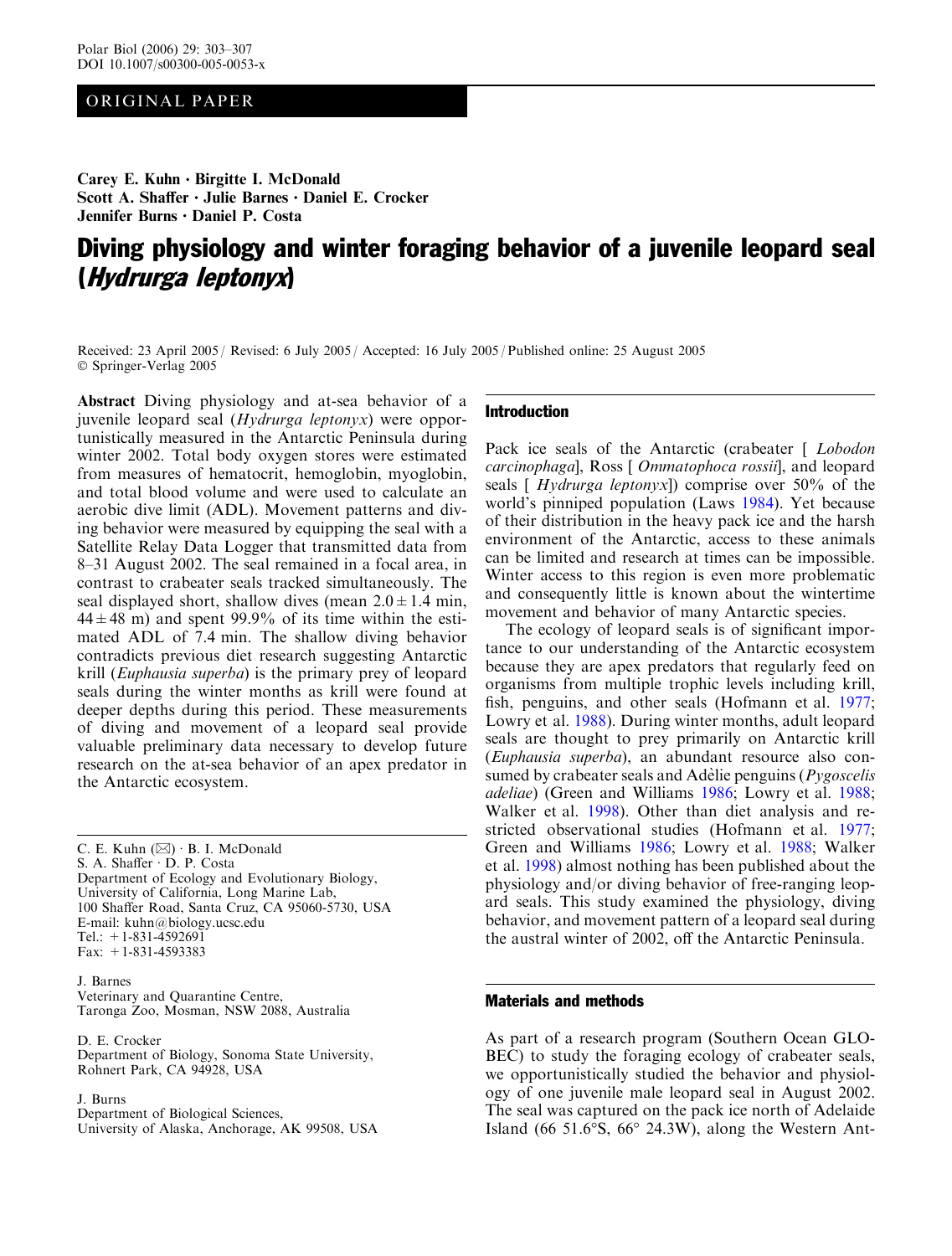ORIGINAL PAPER

**Carey E. Kuhn · Birgitte I. McDonald**
**Scott A. Shaffer · Julie Barnes · Daniel E. Crocker**
**Jennifer Burns · Daniel P. Costa**

# Diving physiology and winter foraging behavior of a juvenile leopard seal (*Hydrurga leptonyx*)

Received: 23 April 2005 / Revised: 6 July 2005 / Accepted: 16 July 2005 / Published online: 25 August 2005
© Springer-Verlag 2005

**Abstract** Diving physiology and at-sea behavior of a juvenile leopard seal (*Hydrurga leptonyx*) were opportunistically measured in the Antarctic Peninsula during winter 2002. Total body oxygen stores were estimated from measures of hematocrit, hemoglobin, myoglobin, and total blood volume and were used to calculate an aerobic dive limit (ADL). Movement patterns and diving behavior were measured by equipping the seal with a Satellite Relay Data Logger that transmitted data from 8–31 August 2002. The seal remained in a focal area, in contrast to crabeater seals tracked simultaneously. The seal displayed short, shallow dives (mean $2.0 \pm 1.4$ min, $44 \pm 48$ m) and spent 99.9% of its time within the estimated ADL of 7.4 min. The shallow diving behavior contradicts previous diet research suggesting Antarctic krill (*Euphausia superba*) is the primary prey of leopard seals during the winter months as krill were found at deeper depths during this period. These measurements of diving and movement of a leopard seal provide valuable preliminary data necessary to develop future research on the at-sea behavior of an apex predator in the Antarctic ecosystem.

C. E. Kuhn (✉) · B. I. McDonald
S. A. Shaffer · D. P. Costa
Department of Ecology and Evolutionary Biology,
University of California, Long Marine Lab,
100 Shaffer Road, Santa Cruz, CA 95060-5730, USA
E-mail: kuhn@biology.ucsc.edu
Tel.: +1-831-4592691
Fax: +1-831-4593383

J. Barnes
Veterinary and Quarantine Centre,
Taronga Zoo, Mosman, NSW 2088, Australia

D. E. Crocker
Department of Biology, Sonoma State University,
Rohnert Park, CA 94928, USA

J. Burns
Department of Biological Sciences,
University of Alaska, Anchorage, AK 99508, USA

## Introduction

Pack ice seals of the Antarctic (crabeater [ *Lobodon carcinophaga*], Ross [ *Ommatophoca rossii*], and leopard seals [ *Hydrurga leptonyx*]) comprise over 50% of the world's pinniped population (Laws 1984). Yet because of their distribution in the heavy pack ice and the harsh environment of the Antarctic, access to these animals can be limited and research at times can be impossible. Winter access to this region is even more problematic and consequently little is known about the wintertime movement and behavior of many Antarctic species.

The ecology of leopard seals is of significant importance to our understanding of the Antarctic ecosystem because they are apex predators that regularly feed on organisms from multiple trophic levels including krill, fish, penguins, and other seals (Hofmann et al. 1977; Lowry et al. 1988). During winter months, adult leopard seals are thought to prey primarily on Antarctic krill (*Euphausia superba*), an abundant resource also consumed by crabeater seals and Adèlie penguins (*Pygoscelis adeliae*) (Green and Williams 1986; Lowry et al. 1988; Walker et al. 1998). Other than diet analysis and restricted observational studies (Hofmann et al. 1977; Green and Williams 1986; Lowry et al. 1988; Walker et al. 1998) almost nothing has been published about the physiology and/or diving behavior of free-ranging leopard seals. This study examined the physiology, diving behavior, and movement pattern of a leopard seal during the austral winter of 2002, off the Antarctic Peninsula.

## Materials and methods

As part of a research program (Southern Ocean GLOBEC) to study the foraging ecology of crabeater seals, we opportunistically studied the behavior and physiology of one juvenile male leopard seal in August 2002. The seal was captured on the pack ice north of Adelaide Island (66 51.6°S, 66° 24.3W), along the Western Ant-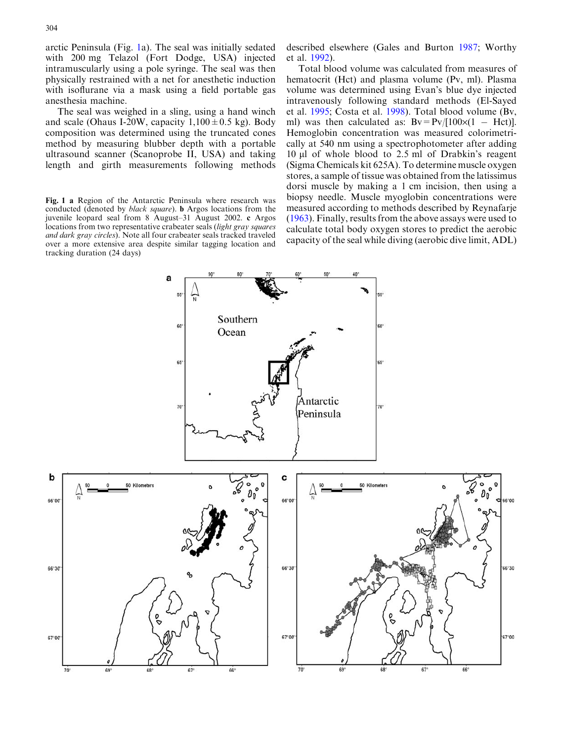arctic Peninsula (Fig. 1a). The seal was initially sedated with 200 mg Telazol (Fort Dodge, USA) injected intramuscularly using a pole syringe. The seal was then physically restrained with a net for anesthetic induction with isoflurane via a mask using a field portable gas anesthesia machine.

The seal was weighed in a sling, using a hand winch and scale (Ohaus I-20W, capacity $1,100 \pm 0.5$ kg). Body composition was determined using the truncated cones method by measuring blubber depth with a portable ultrasound scanner (Scanoprobe II, USA) and taking length and girth measurements following methods described elsewhere (Gales and Burton 1987; Worthy et al. 1992).

Total blood volume was calculated from measures of hematocrit (Hct) and plasma volume (Pv, ml). Plasma volume was determined using Evan's blue dye injected intravenously following standard methods (El-Sayed et al. 1995; Costa et al. 1998). Total blood volume (Bv, ml) was then calculated as: $Bv = Pv/[100 \times (1 - Hct)]$. Hemoglobin concentration was measured colorimetrically at 540 nm using a spectrophotometer after adding 10 µl of whole blood to 2.5 ml of Drabkin's reagent (Sigma Chemicals kit 625A). To determine muscle oxygen stores, a sample of tissue was obtained from the latissimus dorsi muscle by making a 1 cm incision, then using a biopsy needle. Muscle myoglobin concentrations were measured according to methods described by Reynafarje (1963). Finally, results from the above assays were used to calculate total body oxygen stores to predict the aerobic capacity of the seal while diving (aerobic dive limit, ADL)

**Fig. 1 a** Region of the Antarctic Peninsula where research was conducted (denoted by *black square*). **b** Argos locations from the juvenile leopard seal from 8 August–31 August 2002. **c** Argos locations from two representative crabeater seals (*light gray squares and dark gray circles*). Note all four crabeater seals tracked traveled over a more extensive area despite similar tagging location and tracking duration (24 days)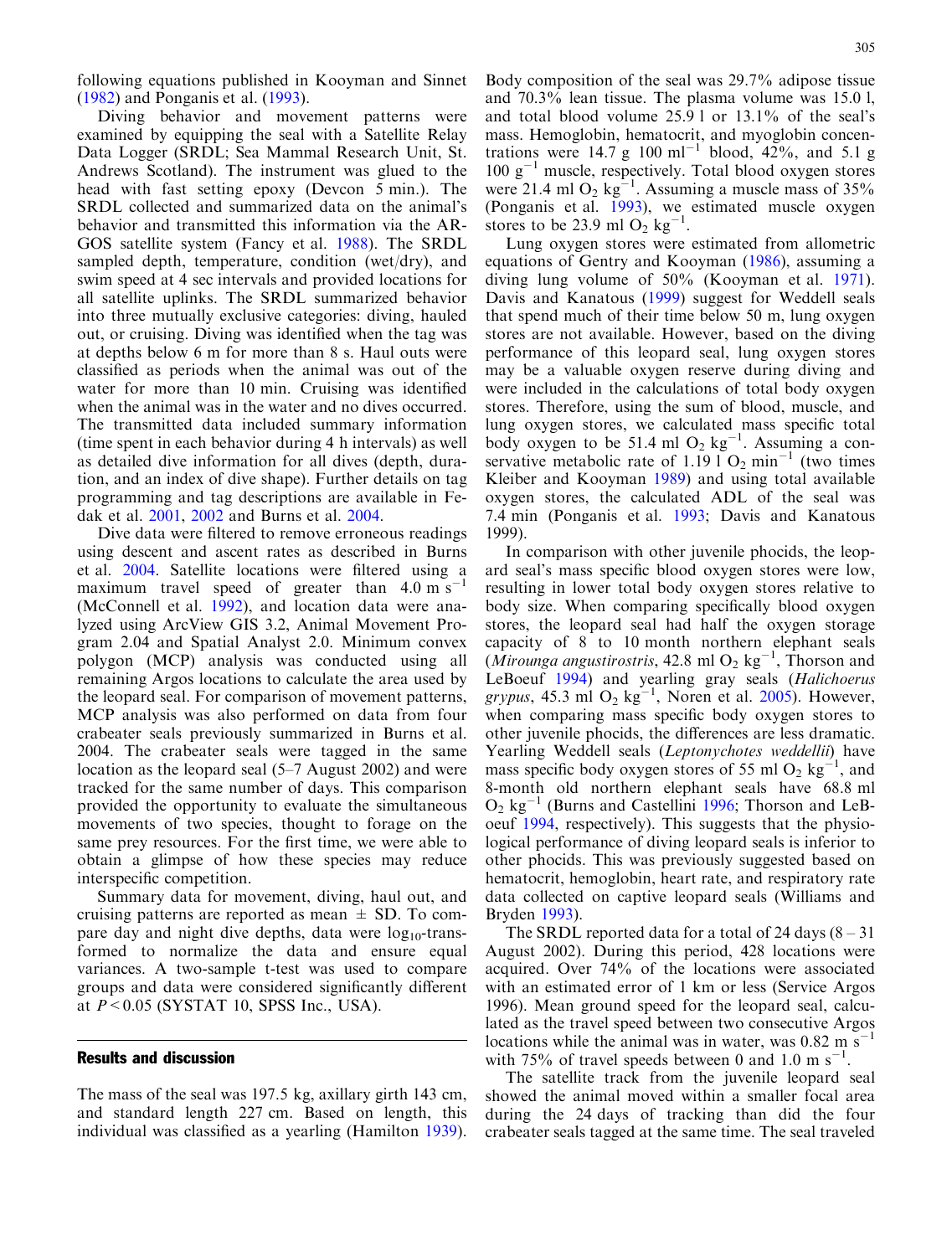following equations published in Kooyman and Sinnet (1982) and Ponganis et al. (1993).

Diving behavior and movement patterns were examined by equipping the seal with a Satellite Relay Data Logger (SRDL; Sea Mammal Research Unit, St. Andrews Scotland). The instrument was glued to the head with fast setting epoxy (Devcon 5 min.). The SRDL collected and summarized data on the animal's behavior and transmitted this information via the ARGOS satellite system (Fancy et al. 1988). The SRDL sampled depth, temperature, condition (wet/dry), and swim speed at 4 sec intervals and provided locations for all satellite uplinks. The SRDL summarized behavior into three mutually exclusive categories: diving, hauled out, or cruising. Diving was identified when the tag was at depths below 6 m for more than 8 s. Haul outs were classified as periods when the animal was out of the water for more than 10 min. Cruising was identified when the animal was in the water and no dives occurred. The transmitted data included summary information (time spent in each behavior during 4 h intervals) as well as detailed dive information for all dives (depth, duration, and an index of dive shape). Further details on tag programming and tag descriptions are available in Fedak et al. 2001, 2002 and Burns et al. 2004.

Dive data were filtered to remove erroneous readings using descent and ascent rates as described in Burns et al. 2004. Satellite locations were filtered using a maximum travel speed of greater than 4.0 m $s^{-1}$ (McConnell et al. 1992), and location data were analyzed using ArcView GIS 3.2, Animal Movement Program 2.04 and Spatial Analyst 2.0. Minimum convex polygon (MCP) analysis was conducted using all remaining Argos locations to calculate the area used by the leopard seal. For comparison of movement patterns, MCP analysis was also performed on data from four crabeater seals previously summarized in Burns et al. 2004. The crabeater seals were tagged in the same location as the leopard seal (5–7 August 2002) and were tracked for the same number of days. This comparison provided the opportunity to evaluate the simultaneous movements of two species, thought to forage on the same prey resources. For the first time, we were able to obtain a glimpse of how these species may reduce interspecific competition.

Summary data for movement, diving, haul out, and cruising patterns are reported as mean ± SD. To compare day and night dive depths, data were $\log_{10}$-transformed to normalize the data and ensure equal variances. A two-sample t-test was used to compare groups and data were considered significantly different at $P < 0.05$ (SYSTAT 10, SPSS Inc., USA).

## Results and discussion

The mass of the seal was 197.5 kg, axillary girth 143 cm, and standard length 227 cm. Based on length, this individual was classified as a yearling (Hamilton 1939). Body composition of the seal was 29.7% adipose tissue and 70.3% lean tissue. The plasma volume was 15.0 l, and total blood volume 25.9 l or 13.1% of the seal's mass. Hemoglobin, hematocrit, and myoglobin concentrations were 14.7 g 100 $ml^{-1}$ blood, 42%, and 5.1 g 100 $g^{-1}$ muscle, respectively. Total blood oxygen stores were 21.4 ml $O_2$ $kg^{-1}$. Assuming a muscle mass of 35% (Ponganis et al. 1993), we estimated muscle oxygen stores to be 23.9 ml $O_2$ $kg^{-1}$.

Lung oxygen stores were estimated from allometric equations of Gentry and Kooyman (1986), assuming a diving lung volume of 50% (Kooyman et al. 1971). Davis and Kanatous (1999) suggest for Weddell seals that spend much of their time below 50 m, lung oxygen stores are not available. However, based on the diving performance of this leopard seal, lung oxygen stores may be a valuable oxygen reserve during diving and were included in the calculations of total body oxygen stores. Therefore, using the sum of blood, muscle, and lung oxygen stores, we calculated mass specific total body oxygen to be 51.4 ml $O_2$ $kg^{-1}$. Assuming a conservative metabolic rate of 1.19 l $O_2$ $min^{-1}$ (two times Kleiber and Kooyman 1989) and using total available oxygen stores, the calculated ADL of the seal was 7.4 min (Ponganis et al. 1993; Davis and Kanatous 1999).

In comparison with other juvenile phocids, the leopard seal's mass specific blood oxygen stores were low, resulting in lower total body oxygen stores relative to body size. When comparing specifically blood oxygen stores, the leopard seal had half the oxygen storage capacity of 8 to 10 month northern elephant seals (*Mirounga angustirostris*, 42.8 ml $O_2$ $kg^{-1}$, Thorson and LeBoeuf 1994) and yearling gray seals (*Halichoerus grypus*, 45.3 ml $O_2$ $kg^{-1}$, Noren et al. 2005). However, when comparing mass specific body oxygen stores to other juvenile phocids, the differences are less dramatic. Yearling Weddell seals (*Leptonychotes weddellii*) have mass specific body oxygen stores of 55 ml $O_2$ $kg^{-1}$, and 8-month old northern elephant seals have 68.8 ml $O_2$ $kg^{-1}$ (Burns and Castellini 1996; Thorson and LeBoeuf 1994, respectively). This suggests that the physiological performance of diving leopard seals is inferior to other phocids. This was previously suggested based on hematocrit, hemoglobin, heart rate, and respiratory rate data collected on captive leopard seals (Williams and Bryden 1993).

The SRDL reported data for a total of 24 days (8 – 31 August 2002). During this period, 428 locations were acquired. Over 74% of the locations were associated with an estimated error of 1 km or less (Service Argos 1996). Mean ground speed for the leopard seal, calculated as the travel speed between two consecutive Argos locations while the animal was in water, was 0.82 m $s^{-1}$ with 75% of travel speeds between 0 and 1.0 m $s^{-1}$.

The satellite track from the juvenile leopard seal showed the animal moved within a smaller focal area during the 24 days of tracking than did the four crabeater seals tagged at the same time. The seal traveled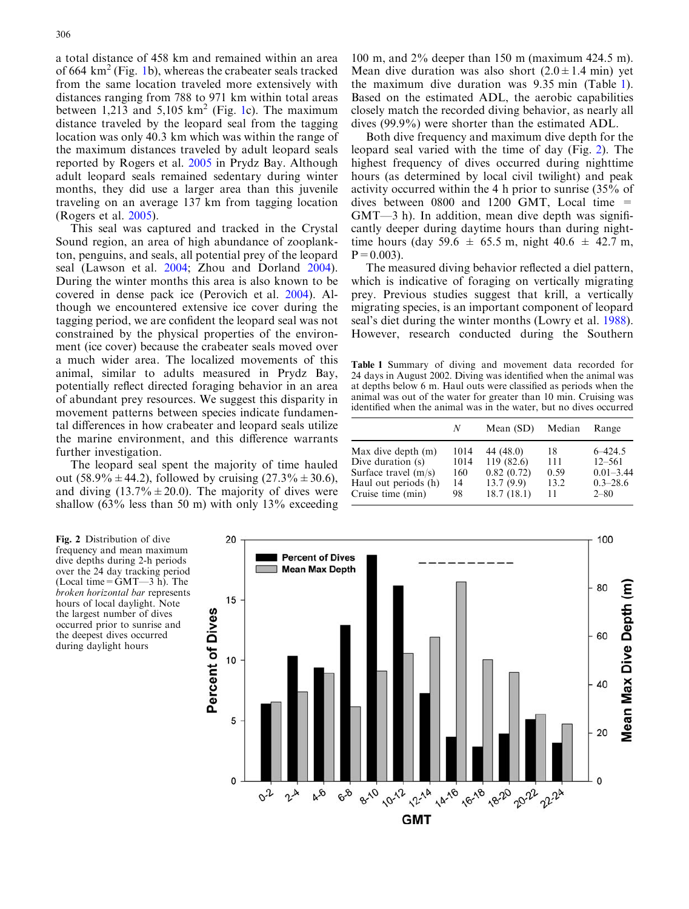a total distance of 458 km and remained within an area of 664 km$^2$ (Fig. 1b), whereas the crabeater seals tracked from the same location traveled more extensively with distances ranging from 788 to 971 km within total areas between 1,213 and 5,105 km$^2$ (Fig. 1c). The maximum distance traveled by the leopard seal from the tagging location was only 40.3 km which was within the range of the maximum distances traveled by adult leopard seals reported by Rogers et al. 2005 in Prydz Bay. Although adult leopard seals remained sedentary during winter months, they did use a larger area than this juvenile traveling on an average 137 km from tagging location (Rogers et al. 2005).

This seal was captured and tracked in the Crystal Sound region, an area of high abundance of zooplankton, penguins, and seals, all potential prey of the leopard seal (Lawson et al. 2004; Zhou and Dorland 2004). During the winter months this area is also known to be covered in dense pack ice (Perovich et al. 2004). Although we encountered extensive ice cover during the tagging period, we are confident the leopard seal was not constrained by the physical properties of the environment (ice cover) because the crabeater seals moved over a much wider area. The localized movements of this animal, similar to adults measured in Prydz Bay, potentially reflect directed foraging behavior in an area of abundant prey resources. We suggest this disparity in movement patterns between species indicate fundamental differences in how crabeater and leopard seals utilize the marine environment, and this difference warrants further investigation.

The leopard seal spent the majority of time hauled out (58.9% ± 44.2), followed by cruising (27.3% ± 30.6), and diving (13.7% ± 20.0). The majority of dives were shallow (63% less than 50 m) with only 13% exceeding 100 m, and 2% deeper than 150 m (maximum 424.5 m). Mean dive duration was also short (2.0 ± 1.4 min) yet the maximum dive duration was 9.35 min (Table 1). Based on the estimated ADL, the aerobic capabilities closely match the recorded diving behavior, as nearly all dives (99.9%) were shorter than the estimated ADL.

Both dive frequency and maximum dive depth for the leopard seal varied with the time of day (Fig. 2). The highest frequency of dives occurred during nighttime hours (as determined by local civil twilight) and peak activity occurred within the 4 h prior to sunrise (35% of dives between 0800 and 1200 GMT, Local time = GMT—3 h). In addition, mean dive depth was significantly deeper during daytime hours than during nighttime hours (day 59.6 ± 65.5 m, night 40.6 ± 42.7 m, P = 0.003).

The measured diving behavior reflected a diel pattern, which is indicative of foraging on vertically migrating prey. Previous studies suggest that krill, a vertically migrating species, is an important component of leopard seal's diet during the winter months (Lowry et al. 1988). However, research conducted during the Southern

**Table 1** Summary of diving and movement data recorded for 24 days in August 2002. Diving was identified when the animal was at depths below 6 m. Haul outs were classified as periods when the animal was out of the water for greater than 10 min. Cruising was identified when the animal was in the water, but no dives occurred

| | *N* | Mean (SD) | Median | Range |
|---|---|---|---|---|
| Max dive depth (m) | 1014 | 44 (48.0) | 18 | 6–424.5 |
| Dive duration (s) | 1014 | 119 (82.6) | 111 | 12–561 |
| Surface travel (m/s) | 160 | 0.82 (0.72) | 0.59 | 0.01–3.44 |
| Haul out periods (h) | 14 | 13.7 (9.9) | 13.2 | 0.3–28.6 |
| Cruise time (min) | 98 | 18.7 (18.1) | 11 | 2–80 |

**Fig. 2** Distribution of dive frequency and mean maximum dive depths during 2-h periods over the 24 day tracking period (Local time = GMT—3 h). The *broken horizontal bar* represents hours of local daylight. Note the largest number of dives occurred prior to sunrise and the deepest dives occurred during daylight hours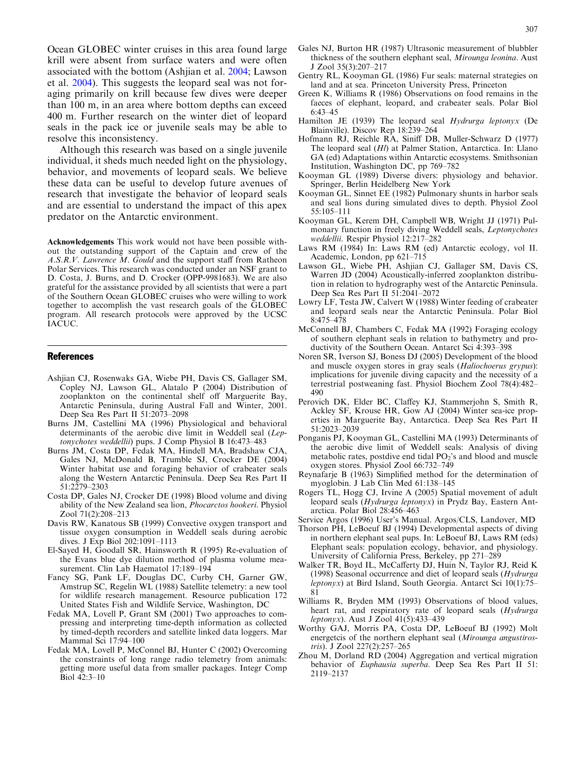Ocean GLOBEC winter cruises in this area found large krill were absent from surface waters and were often associated with the bottom (Ashjian et al. 2004; Lawson et al. 2004). This suggests the leopard seal was not foraging primarily on krill because few dives were deeper than 100 m, in an area where bottom depths can exceed 400 m. Further research on the winter diet of leopard seals in the pack ice or juvenile seals may be able to resolve this inconsistency.

Although this research was based on a single juvenile individual, it sheds much needed light on the physiology, behavior, and movements of leopard seals. We believe these data can be useful to develop future avenues of research that investigate the behavior of leopard seals and are essential to understand the impact of this apex predator on the Antarctic environment.

**Acknowledgements** This work would not have been possible without the outstanding support of the Captain and crew of the *A.S.R.V. Lawrence M. Gould* and the support staff from Ratheon Polar Services. This research was conducted under an NSF grant to D. Costa, J. Burns, and D. Crocker (OPP-9981683). We are also grateful for the assistance provided by all scientists that were a part of the Southern Ocean GLOBEC cruises who were willing to work together to accomplish the vast research goals of the GLOBEC program. All research protocols were approved by the UCSC IACUC.

## References

Ashjian CJ, Rosenwaks GA, Wiebe PH, Davis CS, Gallager SM, Copley NJ, Lawson GL, Alatalo P (2004) Distribution of zooplankton on the continental shelf off Marguerite Bay, Antarctic Peninsula, during Austral Fall and Winter, 2001. Deep Sea Res Part II 51:2073–2098

Burns JM, Castellini MA (1996) Physiological and behavioral determinants of the aerobic dive limit in Weddell seal (*Leptonychotes weddellii*) pups. J Comp Physiol B 16:473–483

Burns JM, Costa DP, Fedak MA, Hindell MA, Bradshaw CJA, Gales NJ, McDonald B, Trumble SJ, Crocker DE (2004) Winter habitat use and foraging behavior of crabeater seals along the Western Antarctic Peninsula. Deep Sea Res Part II 51:2279–2303

Costa DP, Gales NJ, Crocker DE (1998) Blood volume and diving ability of the New Zealand sea lion, *Phocarctos hookeri*. Physiol Zool 71(2):208–213

Davis RW, Kanatous SB (1999) Convective oxygen transport and tissue oxygen consumption in Weddell seals during aerobic dives. J Exp Biol 202:1091–1113

El-Sayed H, Goodall SR, Hainsworth R (1995) Re-evaluation of the Evans blue dye dilution method of plasma volume measurement. Clin Lab Haematol 17:189–194

Fancy SG, Pank LF, Douglas DC, Curby CH, Garner GW, Amstrup SC, Regelin WL (1988) Satellite telemetry: a new tool for wildlife research management. Resource publication 172 United States Fish and Wildlife Service, Washington, DC

Fedak MA, Lovell P, Grant SM (2001) Two approaches to compressing and interpreting time-depth information as collected by timed-depth recorders and satellite linked data loggers. Mar Mammal Sci 17:94–100

Fedak MA, Lovell P, McConnel BJ, Hunter C (2002) Overcoming the constraints of long range radio telemetry from animals: getting more useful data from smaller packages. Integr Comp Biol 42:3–10

Gales NJ, Burton HR (1987) Ultrasonic measurement of blubbler thickness of the southern elephant seal, *Mirounga leonina*. Aust J Zool 35(3):207–217

Gentry RL, Kooyman GL (1986) Fur seals: maternal strategies on land and at sea. Princeton University Press, Princeton

Green K, Williams R (1986) Observations on food remains in the faeces of elephant, leopard, and crabeater seals. Polar Biol 6:43–45

Hamilton JE (1939) The leopard seal *Hydrurga leptonyx* (De Blainville). Discov Rep 18:239–264

Hofmann RJ, Reichle RA, Siniff DB, Muller-Schwarz D (1977) The leopard seal (*Hl*) at Palmer Station, Antarctica. In: Llano GA (ed) Adaptations within Antarctic ecosystems. Smithsonian Institution, Washington DC, pp 769–782

Kooyman GL (1989) Diverse divers: physiology and behavior. Springer, Berlin Heidelberg New York

Kooyman GL, Sinnet EE (1982) Pulmonary shunts in harbor seals and seal lions during simulated dives to depth. Physiol Zool 55:105–111

Kooyman GL, Kerem DH, Campbell WB, Wright JJ (1971) Pulmonary function in freely diving Weddell seals, *Leptonychotes weddellii*. Respir Physiol 12:217–282

Laws RM (1984) In: Laws RM (ed) Antarctic ecology, vol II. Academic, London, pp 621–715

Lawson GL, Wiebe PH, Ashjian CJ, Gallager SM, Davis CS, Warren JD (2004) Acoustically-inferred zooplankton distribution in relation to hydrography west of the Antarctic Peninsula. Deep Sea Res Part II 51:2041–2072

Lowry LF, Testa JW, Calvert W (1988) Winter feeding of crabeater and leopard seals near the Antarctic Peninsula. Polar Biol 8:475–478

McConnell BJ, Chambers C, Fedak MA (1992) Foraging ecology of southern elephant seals in relation to bathymetry and productivity of the Southern Ocean. Antarct Sci 4:393–398

Noren SR, Iverson SJ, Boness DJ (2005) Development of the blood and muscle oxygen stores in gray seals (*Haliochoerus grypus*): implications for juvenile diving capacity and the necessity of a terrestrial postweaning fast. Physiol Biochem Zool 78(4):482–490

Perovich DK, Elder BC, Claffey KJ, Stammerjohn S, Smith R, Ackley SF, Krouse HR, Gow AJ (2004) Winter sea-ice properties in Marguerite Bay, Antarctica. Deep Sea Res Part II 51:2023–2039

Ponganis PJ, Kooyman GL, Castellini MA (1993) Determinants of the aerobic dive limit of Weddell seals: Analysis of diving metabolic rates, postdive end tidal $PO_2$'s and blood and muscle oxygen stores. Physiol Zool 66:732–749

Reynafarje B (1963) Simplified method for the determination of myoglobin. J Lab Clin Med 61:138–145

Rogers TL, Hogg CJ, Irvine A (2005) Spatial movement of adult leopard seals (*Hydrurga leptonyx*) in Prydz Bay, Eastern Antarctica. Polar Biol 28:456–463

Service Argos (1996) User's Manual. Argos/CLS, Landover, MD

Thorson PH, LeBoeuf BJ (1994) Developmental aspects of diving in northern elephant seal pups. In: LeBoeuf BJ, Laws RM (eds) Elephant seals: population ecology, behavior, and physiology. University of California Press, Berkeley, pp 271–289

Walker TR, Boyd IL, McCafferty DJ, Huin N, Taylor RJ, Reid K (1998) Seasonal occurrence and diet of leopard seals (*Hydrurga leptonyx*) at Bird Island, South Georgia. Antarct Sci 10(1):75–81

Williams R, Bryden MM (1993) Observations of blood values, heart rat, and respiratory rate of leopard seals (*Hydrurga leptonyx*). Aust J Zool 41(5):433–439

Worthy GAJ, Morris PA, Costa DP, LeBoeuf BJ (1992) Molt energetcis of the northern elephant seal (*Mirounga angustirostris*). J Zool 227(2):257–265

Zhou M, Dorland RD (2004) Aggregation and vertical migration behavior of *Euphausia superba*. Deep Sea Res Part II 51: 2119–2137